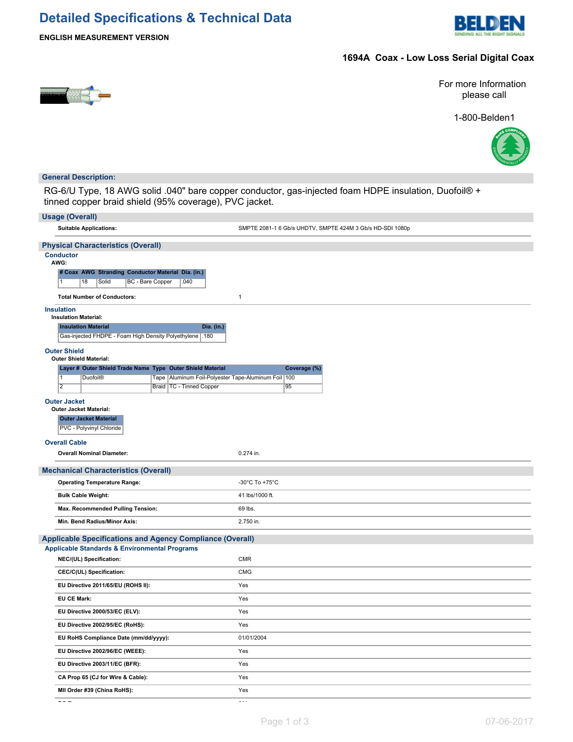# Detailed Specifications & Technical Data

**ENGLISH MEASUREMENT VERSION**

## 1694A Coax - Low Loss Serial Digital Coax

For more Information please call

1-800-Belden1

## General Description:

RG-6/U Type, 18 AWG solid .040" bare copper conductor, gas-injected foam HDPE insulation, Duofoil® + tinned copper braid shield (95% coverage), PVC jacket.

## Usage (Overall)

| | |
|---|---|
| **Suitable Applications:** | SMPTE 2081-1 6 Gb/s UHDTV, SMPTE 424M 3 Gb/s HD-SDI 1080p |

## Physical Characteristics (Overall)

### Conductor

**AWG:**

| # Coax | AWG | Stranding | Conductor Material | Dia. (in.) |
|---|---|---|---|---|
| 1 | 18 | Solid | BC - Bare Copper | .040 |

| | |
|---|---|
| **Total Number of Conductors:** | 1 |

### Insulation

**Insulation Material:**

| Insulation Material | Dia. (in.) |
|---|---|
| Gas-injected FHDPE - Foam High Density Polyethylene | .180 |

### Outer Shield

**Outer Shield Material:**

| Layer # | Outer Shield Trade Name | Type | Outer Shield Material | Coverage (%) |
|---|---|---|---|---|
| 1 | Duofoil® | Tape | Aluminum Foil-Polyester Tape-Aluminum Foil | 100 |
| 2 | | Braid | TC - Tinned Copper | 95 |

### Outer Jacket

**Outer Jacket Material:**

| Outer Jacket Material |
|---|
| PVC - Polyvinyl Chloride |

### Overall Cable

| | |
|---|---|
| **Overall Nominal Diameter:** | 0.274 in. |

## Mechanical Characteristics (Overall)

| | |
|---|---|
| **Operating Temperature Range:** | -30°C To +75°C |
| **Bulk Cable Weight:** | 41 lbs/1000 ft. |
| **Max. Recommended Pulling Tension:** | 69 lbs. |
| **Min. Bend Radius/Minor Axis:** | 2.750 in. |

## Applicable Specifications and Agency Compliance (Overall)

### Applicable Standards & Environmental Programs

| | |
|---|---|
| **NEC/(UL) Specification:** | CMR |
| **CEC/C(UL) Specification:** | CMG |
| **EU Directive 2011/65/EU (ROHS II):** | Yes |
| **EU CE Mark:** | Yes |
| **EU Directive 2000/53/EC (ELV):** | Yes |
| **EU Directive 2002/95/EC (RoHS):** | Yes |
| **EU RoHS Compliance Date (mm/dd/yyyy):** | 01/01/2004 |
| **EU Directive 2002/96/EC (WEEE):** | Yes |
| **EU Directive 2003/11/EC (BFR):** | Yes |
| **CA Prop 65 (CJ for Wire & Cable):** | Yes |
| **MII Order #39 (China RoHS):** | Yes |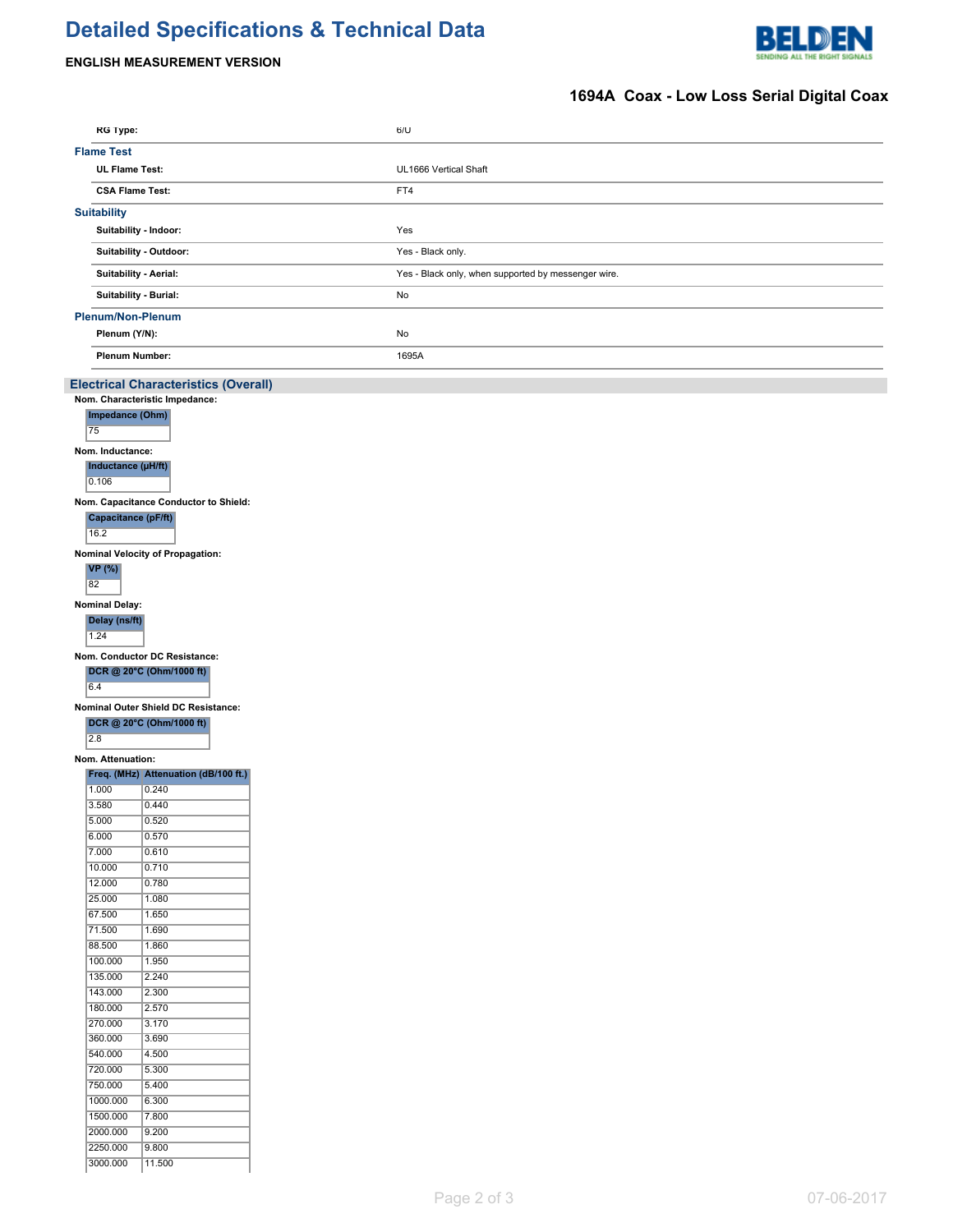# Detailed Specifications & Technical Data

**ENGLISH MEASUREMENT VERSION**

## 1694A  Coax - Low Loss Serial Digital Coax

| | |
|---|---|
| **RG Type:** | 6/U |

### Flame Test

| | |
|---|---|
| **UL Flame Test:** | UL1666 Vertical Shaft |
| **CSA Flame Test:** | FT4 |

### Suitability

| | |
|---|---|
| **Suitability - Indoor:** | Yes |
| **Suitability - Outdoor:** | Yes - Black only. |
| **Suitability - Aerial:** | Yes - Black only, when supported by messenger wire. |
| **Suitability - Burial:** | No |

### Plenum/Non-Plenum

| | |
|---|---|
| **Plenum (Y/N):** | No |
| **Plenum Number:** | 1695A |

## Electrical Characteristics (Overall)

**Nom. Characteristic Impedance:**

| Impedance (Ohm) |
|---|
| 75 |

**Nom. Inductance:**

| Inductance (µH/ft) |
|---|
| 0.106 |

**Nom. Capacitance Conductor to Shield:**

| Capacitance (pF/ft) |
|---|
| 16.2 |

**Nominal Velocity of Propagation:**

| VP (%) |
|---|
| 82 |

**Nominal Delay:**

| Delay (ns/ft) |
|---|
| 1.24 |

**Nom. Conductor DC Resistance:**

| DCR @ 20°C (Ohm/1000 ft) |
|---|
| 6.4 |

**Nominal Outer Shield DC Resistance:**

| DCR @ 20°C (Ohm/1000 ft) |
|---|
| 2.8 |

**Nom. Attenuation:**

| Freq. (MHz) | Attenuation (dB/100 ft.) |
|---|---|
| 1.000 | 0.240 |
| 3.580 | 0.440 |
| 5.000 | 0.520 |
| 6.000 | 0.570 |
| 7.000 | 0.610 |
| 10.000 | 0.710 |
| 12.000 | 0.780 |
| 25.000 | 1.080 |
| 67.500 | 1.650 |
| 71.500 | 1.690 |
| 88.500 | 1.860 |
| 100.000 | 1.950 |
| 135.000 | 2.240 |
| 143.000 | 2.300 |
| 180.000 | 2.570 |
| 270.000 | 3.170 |
| 360.000 | 3.690 |
| 540.000 | 4.500 |
| 720.000 | 5.300 |
| 750.000 | 5.400 |
| 1000.000 | 6.300 |
| 1500.000 | 7.800 |
| 2000.000 | 9.200 |
| 2250.000 | 9.800 |
| 3000.000 | 11.500 |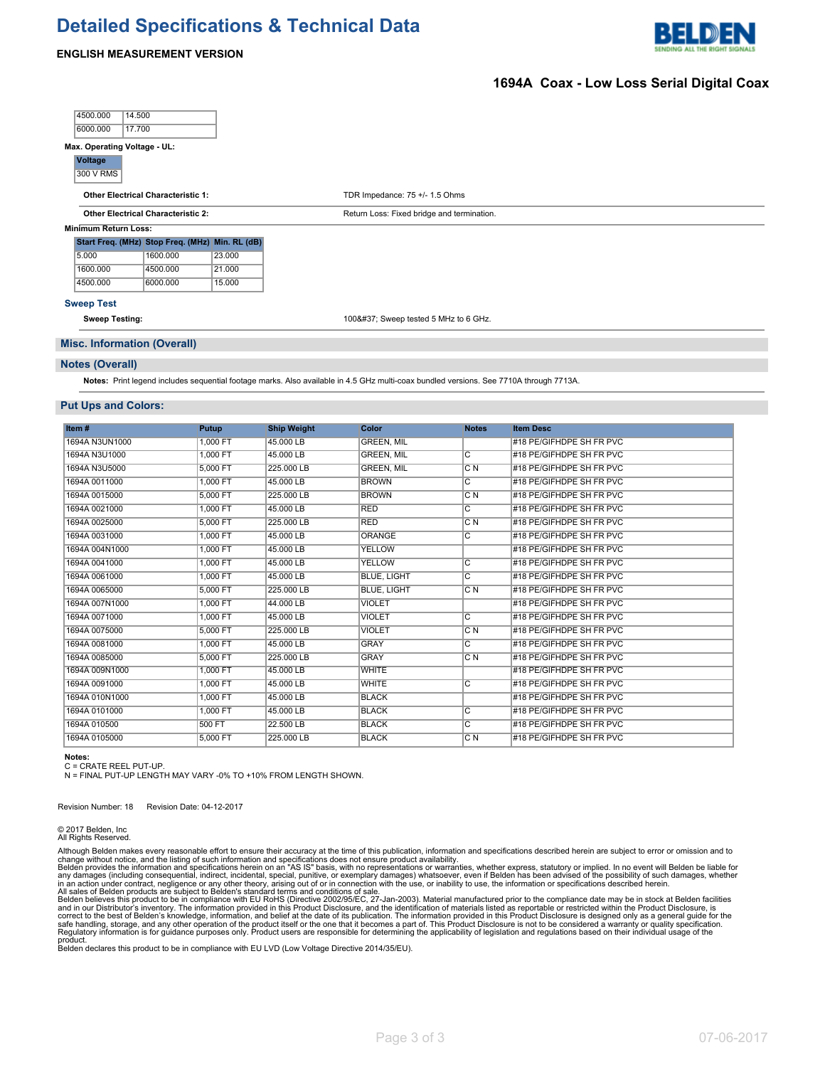| | |
|---|---|
| 4500.000 | 14.500 |
| 6000.000 | 17.700 |

**Max. Operating Voltage - UL:**

| Voltage |
|---|
| 300 V RMS |

**Other Electrical Characteristic 1:** TDR Impedance: 75 +/- 1.5 Ohms

**Other Electrical Characteristic 2:** Return Loss: Fixed bridge and termination.

**Minimum Return Loss:**

| Start Freq. (MHz) | Stop Freq. (MHz) | Min. RL (dB) |
|---|---|---|
| 5.000 | 1600.000 | 23.000 |
| 1600.000 | 4500.000 | 21.000 |
| 4500.000 | 6000.000 | 15.000 |

### Sweep Test

**Sweep Testing:** 100&#37; Sweep tested 5 MHz to 6 GHz.

## Misc. Information (Overall)

## Notes (Overall)

**Notes:** Print legend includes sequential footage marks. Also available in 4.5 GHz multi-coax bundled versions. See 7710A through 7713A.

## Put Ups and Colors:

| Item # | Putup | Ship Weight | Color | Notes | Item Desc |
|---|---|---|---|---|---|
| 1694A N3UN1000 | 1,000 FT | 45.000 LB | GREEN, MIL | | #18 PE/GIFHDPE SH FR PVC |
| 1694A N3U1000 | 1,000 FT | 45.000 LB | GREEN, MIL | C | #18 PE/GIFHDPE SH FR PVC |
| 1694A N3U5000 | 5,000 FT | 225.000 LB | GREEN, MIL | C N | #18 PE/GIFHDPE SH FR PVC |
| 1694A 0011000 | 1,000 FT | 45.000 LB | BROWN | C | #18 PE/GIFHDPE SH FR PVC |
| 1694A 0015000 | 5,000 FT | 225.000 LB | BROWN | C N | #18 PE/GIFHDPE SH FR PVC |
| 1694A 0021000 | 1,000 FT | 45.000 LB | RED | C | #18 PE/GIFHDPE SH FR PVC |
| 1694A 0025000 | 5,000 FT | 225.000 LB | RED | C N | #18 PE/GIFHDPE SH FR PVC |
| 1694A 0031000 | 1,000 FT | 45.000 LB | ORANGE | C | #18 PE/GIFHDPE SH FR PVC |
| 1694A 004N1000 | 1,000 FT | 45.000 LB | YELLOW | | #18 PE/GIFHDPE SH FR PVC |
| 1694A 0041000 | 1,000 FT | 45.000 LB | YELLOW | C | #18 PE/GIFHDPE SH FR PVC |
| 1694A 0061000 | 1,000 FT | 45.000 LB | BLUE, LIGHT | C | #18 PE/GIFHDPE SH FR PVC |
| 1694A 0065000 | 5,000 FT | 225.000 LB | BLUE, LIGHT | C N | #18 PE/GIFHDPE SH FR PVC |
| 1694A 007N1000 | 1,000 FT | 44.000 LB | VIOLET | | #18 PE/GIFHDPE SH FR PVC |
| 1694A 0071000 | 1,000 FT | 45.000 LB | VIOLET | C | #18 PE/GIFHDPE SH FR PVC |
| 1694A 0075000 | 5,000 FT | 225.000 LB | VIOLET | C N | #18 PE/GIFHDPE SH FR PVC |
| 1694A 0081000 | 1,000 FT | 45.000 LB | GRAY | C | #18 PE/GIFHDPE SH FR PVC |
| 1694A 0085000 | 5,000 FT | 225.000 LB | GRAY | C N | #18 PE/GIFHDPE SH FR PVC |
| 1694A 009N1000 | 1,000 FT | 45.000 LB | WHITE | | #18 PE/GIFHDPE SH FR PVC |
| 1694A 0091000 | 1,000 FT | 45.000 LB | WHITE | C | #18 PE/GIFHDPE SH FR PVC |
| 1694A 010N1000 | 1,000 FT | 45.000 LB | BLACK | | #18 PE/GIFHDPE SH FR PVC |
| 1694A 0101000 | 1,000 FT | 45.000 LB | BLACK | C | #18 PE/GIFHDPE SH FR PVC |
| 1694A 010500 | 500 FT | 22.500 LB | BLACK | C | #18 PE/GIFHDPE SH FR PVC |
| 1694A 0105000 | 5,000 FT | 225.000 LB | BLACK | C N | #18 PE/GIFHDPE SH FR PVC |

**Notes:**
C = CRATE REEL PUT-UP.
N = FINAL PUT-UP LENGTH MAY VARY -0% TO +10% FROM LENGTH SHOWN.

Revision Number: 18 Revision Date: 04-12-2017

© 2017 Belden, Inc
All Rights Reserved.

Although Belden makes every reasonable effort to ensure their accuracy at the time of this publication, information and specifications described herein are subject to error or omission and to change without notice, and the listing of such information and specifications does not ensure product availability.
Belden provides the information and specifications herein on an "AS IS" basis, with no representations or warranties, whether express, statutory or implied. In no event will Belden be liable for any damages (including consequential, indirect, incidental, special, punitive, or exemplary damages) whatsoever, even if Belden has been advised of the possibility of such damages, whether in an action under contract, negligence or any other theory, arising out of or in connection with the use, or inability to use, the information or specifications described herein.
All sales of Belden products are subject to Belden's standard terms and conditions of sale.
Belden believes this product to be in compliance with EU RoHS (Directive 2002/95/EC, 27-Jan-2003). Material manufactured prior to the compliance date may be in stock at Belden facilities and in our Distributor's inventory. The information provided in this Product Disclosure, and the identification of materials listed as reportable or restricted within the Product Disclosure, is correct to the best of Belden's knowledge, information, and belief at the date of its publication. The information provided in this Product Disclosure is designed only as a general guide for the safe handling, storage, and any other operation of the product itself or the one that it becomes a part of. This Product Disclosure is not to be considered a warranty or quality specification. Regulatory information is for guidance purposes only. Product users are responsible for determining the applicability of legislation and regulations based on their individual usage of the product.
Belden declares this product to be in compliance with EU LVD (Low Voltage Directive 2014/35/EU).